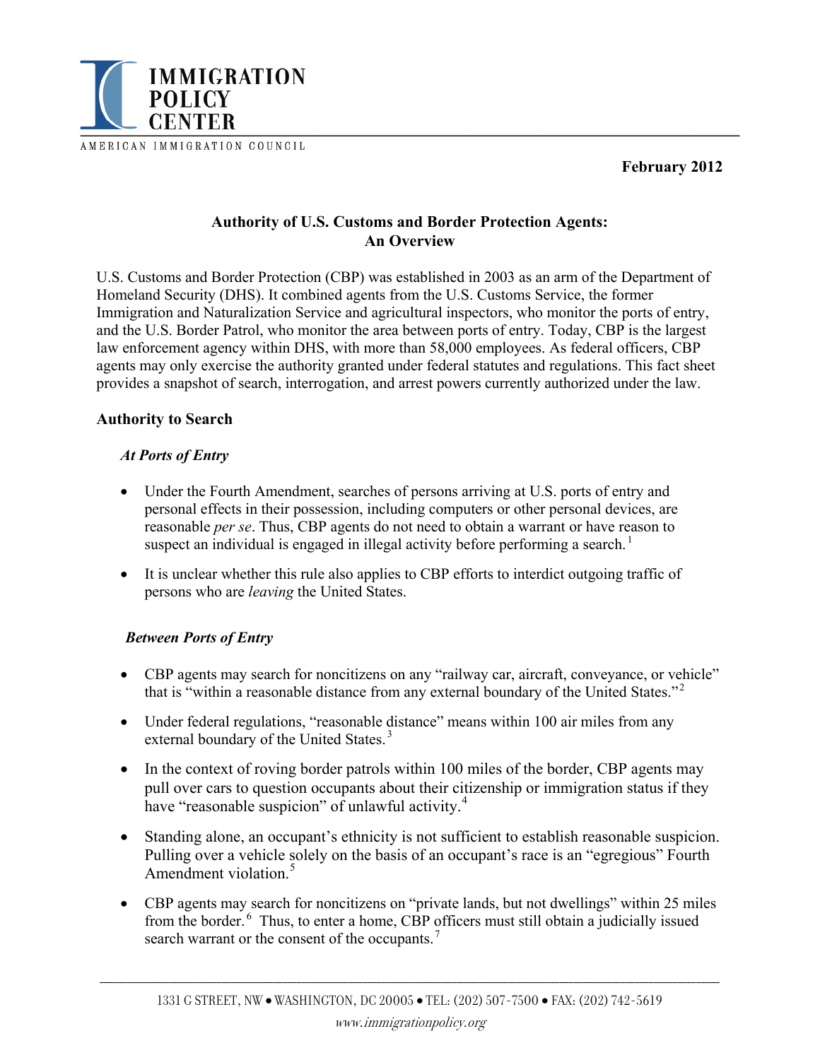**IMMIGRATION POLICY CENTER**

AMERICAN IMMIGRATION COUNCIL

**February 2012**

# Authority of U.S. Customs and Border Protection Agents: An Overview

U.S. Customs and Border Protection (CBP) was established in 2003 as an arm of the Department of Homeland Security (DHS). It combined agents from the U.S. Customs Service, the former Immigration and Naturalization Service and agricultural inspectors, who monitor the ports of entry, and the U.S. Border Patrol, who monitor the area between ports of entry. Today, CBP is the largest law enforcement agency within DHS, with more than 58,000 employees. As federal officers, CBP agents may only exercise the authority granted under federal statutes and regulations. This fact sheet provides a snapshot of search, interrogation, and arrest powers currently authorized under the law.

## Authority to Search

### *At Ports of Entry*

- Under the Fourth Amendment, searches of persons arriving at U.S. ports of entry and personal effects in their possession, including computers or other personal devices, are reasonable *per se*. Thus, CBP agents do not need to obtain a warrant or have reason to suspect an individual is engaged in illegal activity before performing a search.[1]
- It is unclear whether this rule also applies to CBP efforts to interdict outgoing traffic of persons who are *leaving* the United States.

### *Between Ports of Entry*

- CBP agents may search for noncitizens on any "railway car, aircraft, conveyance, or vehicle" that is "within a reasonable distance from any external boundary of the United States."[2]
- Under federal regulations, "reasonable distance" means within 100 air miles from any external boundary of the United States.[3]
- In the context of roving border patrols within 100 miles of the border, CBP agents may pull over cars to question occupants about their citizenship or immigration status if they have "reasonable suspicion" of unlawful activity.[4]
- Standing alone, an occupant's ethnicity is not sufficient to establish reasonable suspicion. Pulling over a vehicle solely on the basis of an occupant's race is an "egregious" Fourth Amendment violation.[5]
- CBP agents may search for noncitizens on "private lands, but not dwellings" within 25 miles from the border.[6] Thus, to enter a home, CBP officers must still obtain a judicially issued search warrant or the consent of the occupants.[7]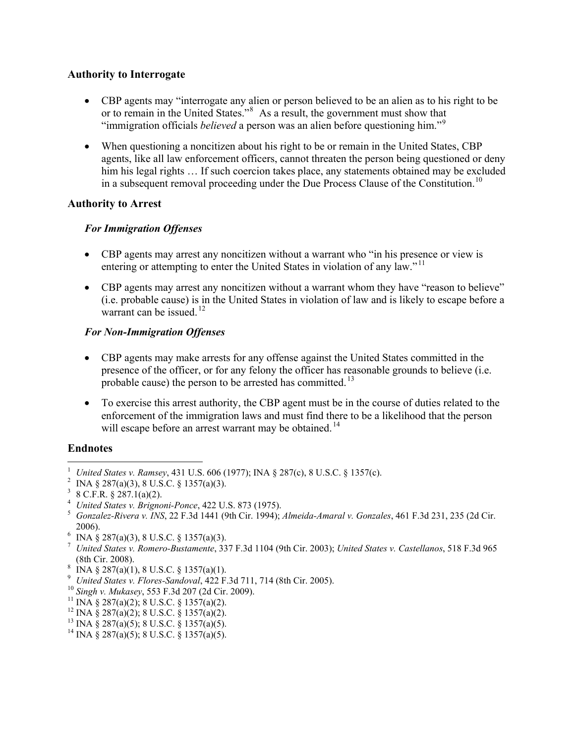## Authority to Interrogate

- CBP agents may "interrogate any alien or person believed to be an alien as to his right to be or to remain in the United States."[8] As a result, the government must show that "immigration officials *believed* a person was an alien before questioning him."[9]
- When questioning a noncitizen about his right to be or remain in the United States, CBP agents, like all law enforcement officers, cannot threaten the person being questioned or deny him his legal rights … If such coercion takes place, any statements obtained may be excluded in a subsequent removal proceeding under the Due Process Clause of the Constitution.[10]

## Authority to Arrest

### *For Immigration Offenses*

- CBP agents may arrest any noncitizen without a warrant who "in his presence or view is entering or attempting to enter the United States in violation of any law."[11]
- CBP agents may arrest any noncitizen without a warrant whom they have "reason to believe" (i.e. probable cause) is in the United States in violation of law and is likely to escape before a warrant can be issued.[12]

### *For Non-Immigration Offenses*

- CBP agents may make arrests for any offense against the United States committed in the presence of the officer, or for any felony the officer has reasonable grounds to believe (i.e. probable cause) the person to be arrested has committed.[13]
- To exercise this arrest authority, the CBP agent must be in the course of duties related to the enforcement of the immigration laws and must find there to be a likelihood that the person will escape before an arrest warrant may be obtained.[14]

## Endnotes

1. *United States v. Ramsey*, 431 U.S. 606 (1977); INA § 287(c), 8 U.S.C. § 1357(c).
2. INA § 287(a)(3), 8 U.S.C. § 1357(a)(3).
3. 8 C.F.R. § 287.1(a)(2).
4. *United States v. Brignoni-Ponce*, 422 U.S. 873 (1975).
5. *Gonzalez-Rivera v. INS*, 22 F.3d 1441 (9th Cir. 1994); *Almeida-Amaral v. Gonzales*, 461 F.3d 231, 235 (2d Cir. 2006).
6. INA § 287(a)(3), 8 U.S.C. § 1357(a)(3).
7. *United States v. Romero-Bustamente*, 337 F.3d 1104 (9th Cir. 2003); *United States v. Castellanos*, 518 F.3d 965 (8th Cir. 2008).
8. INA § 287(a)(1), 8 U.S.C. § 1357(a)(1).
9. *United States v. Flores-Sandoval*, 422 F.3d 711, 714 (8th Cir. 2005).
10. *Singh v. Mukasey*, 553 F.3d 207 (2d Cir. 2009).
11. INA § 287(a)(2); 8 U.S.C. § 1357(a)(2).
12. INA § 287(a)(2); 8 U.S.C. § 1357(a)(2).
13. INA § 287(a)(5); 8 U.S.C. § 1357(a)(5).
14. INA § 287(a)(5); 8 U.S.C. § 1357(a)(5).